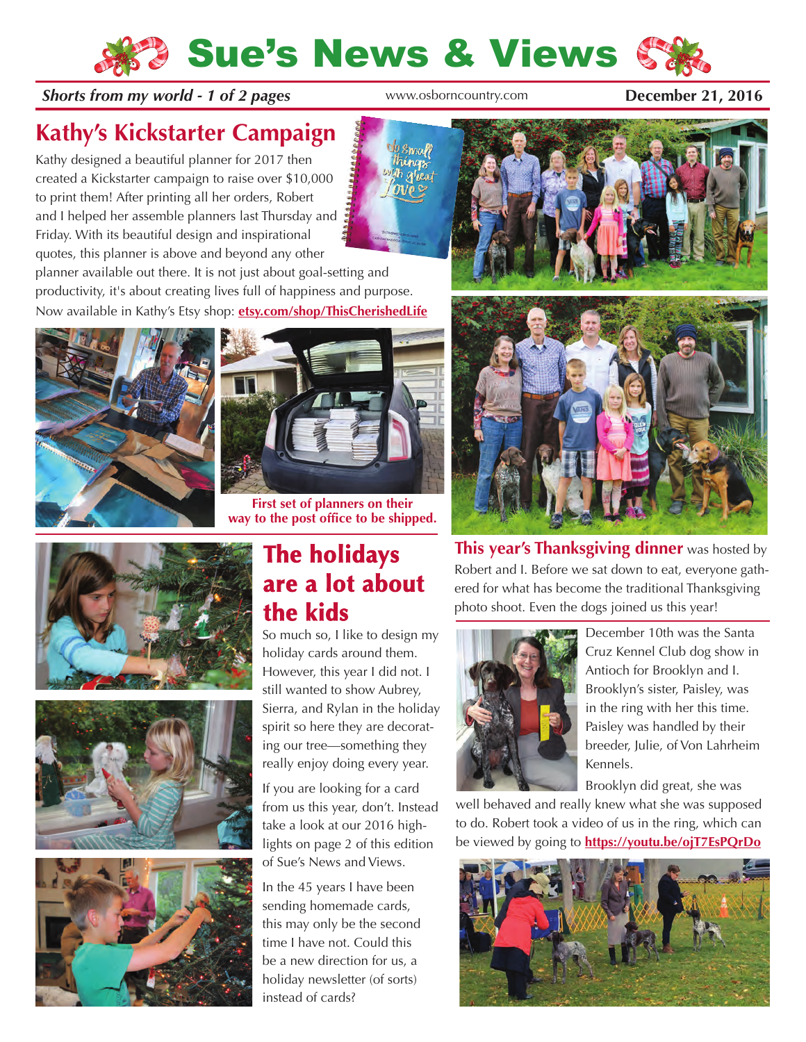# Sue's News & Views

*Shorts from my world - 1 of 2 pages* www.osborncountry.com **December 21, 2016**

## Kathy's Kickstarter Campaign

Kathy designed a beautiful planner for 2017 then created a Kickstarter campaign to raise over $10,000 to print them! After printing all her orders, Robert and I helped her assemble planners last Thursday and Friday. With its beautiful design and inspirational quotes, this planner is above and beyond any other planner available out there. It is not just about goal-setting and productivity, it's about creating lives full of happiness and purpose. Now available in Kathy's Etsy shop: **etsy.com/shop/ThisCherishedLife**

**First set of planners on their way to the post office to be shipped.**

## The holidays are a lot about the kids

So much so, I like to design my holiday cards around them. However, this year I did not. I still wanted to show Aubrey, Sierra, and Rylan in the holiday spirit so here they are decorating our tree—something they really enjoy doing every year.

If you are looking for a card from us this year, don't. Instead take a look at our 2016 highlights on page 2 of this edition of Sue's News and Views.

In the 45 years I have been sending homemade cards, this may only be the second time I have not. Could this be a new direction for us, a holiday newsletter (of sorts) instead of cards?

**This year's Thanksgiving dinner** was hosted by Robert and I. Before we sat down to eat, everyone gathered for what has become the traditional Thanksgiving photo shoot. Even the dogs joined us this year!

December 10th was the Santa Cruz Kennel Club dog show in Antioch for Brooklyn and I. Brooklyn's sister, Paisley, was in the ring with her this time. Paisley was handled by their breeder, Julie, of Von Lahrheim Kennels.

Brooklyn did great, she was well behaved and really knew what she was supposed to do. Robert took a video of us in the ring, which can be viewed by going to **https://youtu.be/ojT7EsPQrDo**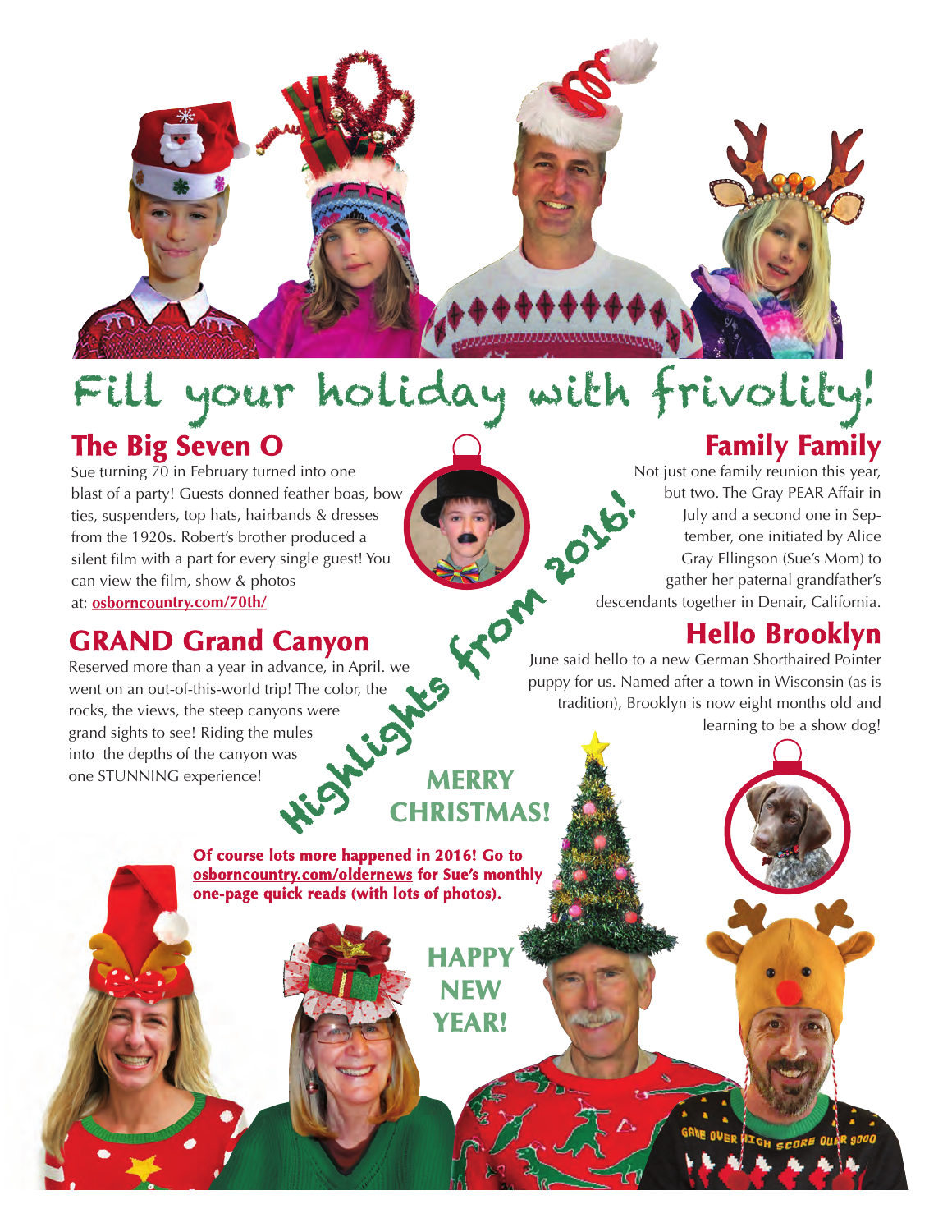# Fill your holiday with frivolity!

## The Big Seven O

Sue turning 70 in February turned into one blast of a party! Guests donned feather boas, bow ties, suspenders, top hats, hairbands & dresses from the 1920s. Robert's brother produced a silent film with a part for every single guest! You can view the film, show & photos at: **osborncountry.com/70th/**

## Family Family

Not just one family reunion this year, but two. The Gray PEAR Affair in July and a second one in September, one initiated by Alice Gray Ellingson (Sue's Mom) to gather her paternal grandfather's descendants together in Denair, California.

Highlights from 2016!

## GRAND Grand Canyon

Reserved more than a year in advance, in April. we went on an out-of-this-world trip! The color, the rocks, the views, the steep canyons were grand sights to see! Riding the mules into the depths of the canyon was one STUNNING experience!

## Hello Brooklyn

June said hello to a new German Shorthaired Pointer puppy for us. Named after a town in Wisconsin (as is tradition), Brooklyn is now eight months old and learning to be a show dog!

**MERRY CHRISTMAS!**

**Of course lots more happened in 2016! Go to osborncountry.com/oldernews for Sue's monthly one-page quick reads (with lots of photos).**

**HAPPY NEW YEAR!**